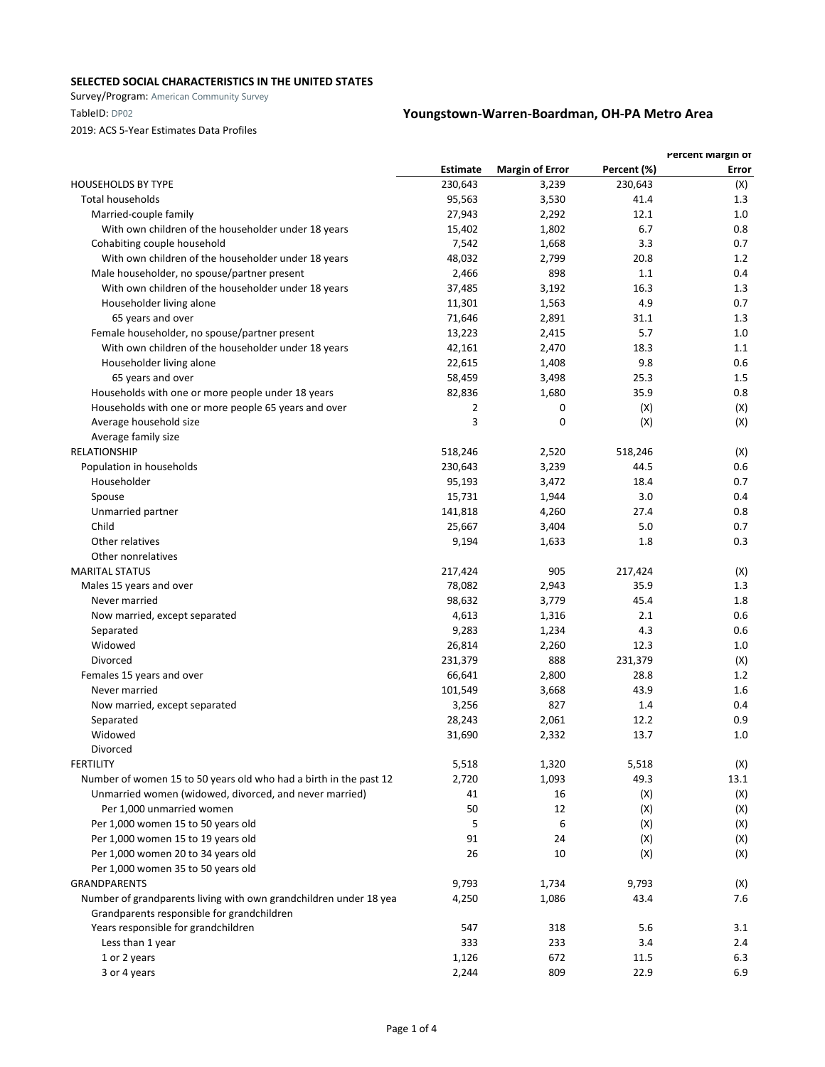**SELECTED SOCIAL CHARACTERISTICS IN THE UNITED STATES**

Survey/Program: American Community Survey

TableID: DP02

**Youngstown-Warren-Boardman, OH-PA Metro Area**

2019: ACS 5-Year Estimates Data Profiles

| | Estimate | Margin of Error | Percent (%) | Percent Margin of Error |
|---|---|---|---|---|
| HOUSEHOLDS BY TYPE | 230,643 | 3,239 | 230,643 | (X) |
| Total households | 95,563 | 3,530 | 41.4 | 1.3 |
| Married-couple family | 27,943 | 2,292 | 12.1 | 1.0 |
| With own children of the householder under 18 years | 15,402 | 1,802 | 6.7 | 0.8 |
| Cohabiting couple household | 7,542 | 1,668 | 3.3 | 0.7 |
| With own children of the householder under 18 years | 48,032 | 2,799 | 20.8 | 1.2 |
| Male householder, no spouse/partner present | 2,466 | 898 | 1.1 | 0.4 |
| With own children of the householder under 18 years | 37,485 | 3,192 | 16.3 | 1.3 |
| Householder living alone | 11,301 | 1,563 | 4.9 | 0.7 |
| 65 years and over | 71,646 | 2,891 | 31.1 | 1.3 |
| Female householder, no spouse/partner present | 13,223 | 2,415 | 5.7 | 1.0 |
| With own children of the householder under 18 years | 42,161 | 2,470 | 18.3 | 1.1 |
| Householder living alone | 22,615 | 1,408 | 9.8 | 0.6 |
| 65 years and over | 58,459 | 3,498 | 25.3 | 1.5 |
| Households with one or more people under 18 years | 82,836 | 1,680 | 35.9 | 0.8 |
| Households with one or more people 65 years and over | 2 | 0 | (X) | (X) |
| Average household size | 3 | 0 | (X) | (X) |
| Average family size | | | | |
| RELATIONSHIP | 518,246 | 2,520 | 518,246 | (X) |
| Population in households | 230,643 | 3,239 | 44.5 | 0.6 |
| Householder | 95,193 | 3,472 | 18.4 | 0.7 |
| Spouse | 15,731 | 1,944 | 3.0 | 0.4 |
| Unmarried partner | 141,818 | 4,260 | 27.4 | 0.8 |
| Child | 25,667 | 3,404 | 5.0 | 0.7 |
| Other relatives | 9,194 | 1,633 | 1.8 | 0.3 |
| Other nonrelatives | | | | |
| MARITAL STATUS | 217,424 | 905 | 217,424 | (X) |
| Males 15 years and over | 78,082 | 2,943 | 35.9 | 1.3 |
| Never married | 98,632 | 3,779 | 45.4 | 1.8 |
| Now married, except separated | 4,613 | 1,316 | 2.1 | 0.6 |
| Separated | 9,283 | 1,234 | 4.3 | 0.6 |
| Widowed | 26,814 | 2,260 | 12.3 | 1.0 |
| Divorced | 231,379 | 888 | 231,379 | (X) |
| Females 15 years and over | 66,641 | 2,800 | 28.8 | 1.2 |
| Never married | 101,549 | 3,668 | 43.9 | 1.6 |
| Now married, except separated | 3,256 | 827 | 1.4 | 0.4 |
| Separated | 28,243 | 2,061 | 12.2 | 0.9 |
| Widowed | 31,690 | 2,332 | 13.7 | 1.0 |
| Divorced | | | | |
| FERTILITY | 5,518 | 1,320 | 5,518 | (X) |
| Number of women 15 to 50 years old who had a birth in the past 12 | 2,720 | 1,093 | 49.3 | 13.1 |
| Unmarried women (widowed, divorced, and never married) | 41 | 16 | (X) | (X) |
| Per 1,000 unmarried women | 50 | 12 | (X) | (X) |
| Per 1,000 women 15 to 50 years old | 5 | 6 | (X) | (X) |
| Per 1,000 women 15 to 19 years old | 91 | 24 | (X) | (X) |
| Per 1,000 women 20 to 34 years old | 26 | 10 | (X) | (X) |
| Per 1,000 women 35 to 50 years old | | | | |
| GRANDPARENTS | 9,793 | 1,734 | 9,793 | (X) |
| Number of grandparents living with own grandchildren under 18 yea | 4,250 | 1,086 | 43.4 | 7.6 |
| Grandparents responsible for grandchildren | | | | |
| Years responsible for grandchildren | 547 | 318 | 5.6 | 3.1 |
| Less than 1 year | 333 | 233 | 3.4 | 2.4 |
| 1 or 2 years | 1,126 | 672 | 11.5 | 6.3 |
| 3 or 4 years | 2,244 | 809 | 22.9 | 6.9 |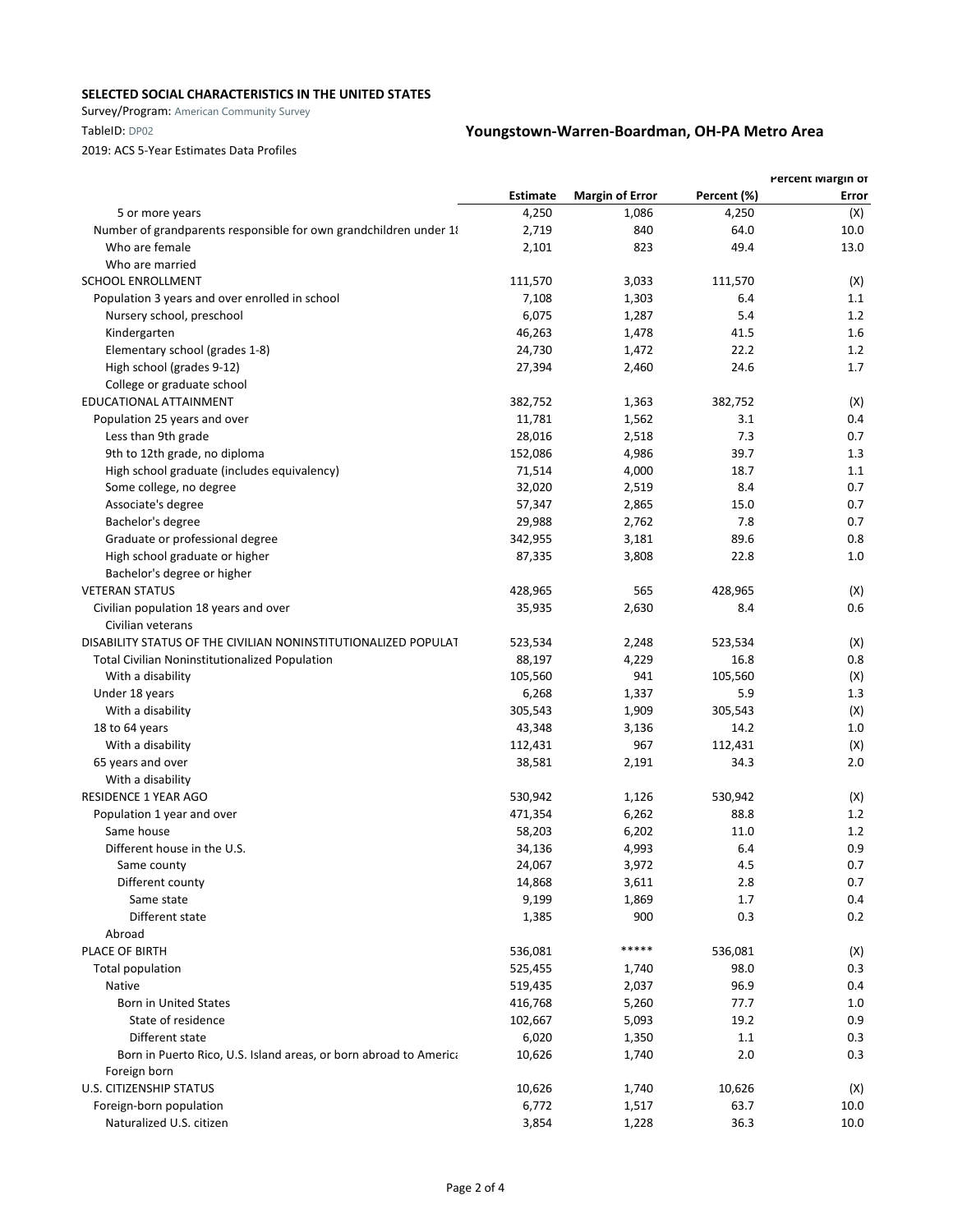**SELECTED SOCIAL CHARACTERISTICS IN THE UNITED STATES**

Survey/Program: American Community Survey

TableID: DP02

**Youngstown-Warren-Boardman, OH-PA Metro Area**

2019: ACS 5-Year Estimates Data Profiles

| | Estimate | Margin of Error | Percent (%) | Percent Margin of Error |
|---|---|---|---|---|
| 5 or more years | 4,250 | 1,086 | 4,250 | (X) |
| Number of grandparents responsible for own grandchildren under 18 | 2,719 | 840 | 64.0 | 10.0 |
| Who are female | 2,101 | 823 | 49.4 | 13.0 |
| Who are married | | | | |
| SCHOOL ENROLLMENT | 111,570 | 3,033 | 111,570 | (X) |
| Population 3 years and over enrolled in school | 7,108 | 1,303 | 6.4 | 1.1 |
| Nursery school, preschool | 6,075 | 1,287 | 5.4 | 1.2 |
| Kindergarten | 46,263 | 1,478 | 41.5 | 1.6 |
| Elementary school (grades 1-8) | 24,730 | 1,472 | 22.2 | 1.2 |
| High school (grades 9-12) | 27,394 | 2,460 | 24.6 | 1.7 |
| College or graduate school | | | | |
| EDUCATIONAL ATTAINMENT | 382,752 | 1,363 | 382,752 | (X) |
| Population 25 years and over | 11,781 | 1,562 | 3.1 | 0.4 |
| Less than 9th grade | 28,016 | 2,518 | 7.3 | 0.7 |
| 9th to 12th grade, no diploma | 152,086 | 4,986 | 39.7 | 1.3 |
| High school graduate (includes equivalency) | 71,514 | 4,000 | 18.7 | 1.1 |
| Some college, no degree | 32,020 | 2,519 | 8.4 | 0.7 |
| Associate's degree | 57,347 | 2,865 | 15.0 | 0.7 |
| Bachelor's degree | 29,988 | 2,762 | 7.8 | 0.7 |
| Graduate or professional degree | 342,955 | 3,181 | 89.6 | 0.8 |
| High school graduate or higher | 87,335 | 3,808 | 22.8 | 1.0 |
| Bachelor's degree or higher | | | | |
| VETERAN STATUS | 428,965 | 565 | 428,965 | (X) |
| Civilian population 18 years and over | 35,935 | 2,630 | 8.4 | 0.6 |
| Civilian veterans | | | | |
| DISABILITY STATUS OF THE CIVILIAN NONINSTITUTIONALIZED POPULAT | 523,534 | 2,248 | 523,534 | (X) |
| Total Civilian Noninstitutionalized Population | 88,197 | 4,229 | 16.8 | 0.8 |
| With a disability | 105,560 | 941 | 105,560 | (X) |
| Under 18 years | 6,268 | 1,337 | 5.9 | 1.3 |
| With a disability | 305,543 | 1,909 | 305,543 | (X) |
| 18 to 64 years | 43,348 | 3,136 | 14.2 | 1.0 |
| With a disability | 112,431 | 967 | 112,431 | (X) |
| 65 years and over | 38,581 | 2,191 | 34.3 | 2.0 |
| With a disability | | | | |
| RESIDENCE 1 YEAR AGO | 530,942 | 1,126 | 530,942 | (X) |
| Population 1 year and over | 471,354 | 6,262 | 88.8 | 1.2 |
| Same house | 58,203 | 6,202 | 11.0 | 1.2 |
| Different house in the U.S. | 34,136 | 4,993 | 6.4 | 0.9 |
| Same county | 24,067 | 3,972 | 4.5 | 0.7 |
| Different county | 14,868 | 3,611 | 2.8 | 0.7 |
| Same state | 9,199 | 1,869 | 1.7 | 0.4 |
| Different state | 1,385 | 900 | 0.3 | 0.2 |
| Abroad | | | | |
| PLACE OF BIRTH | 536,081 | ***** | 536,081 | (X) |
| Total population | 525,455 | 1,740 | 98.0 | 0.3 |
| Native | 519,435 | 2,037 | 96.9 | 0.4 |
| Born in United States | 416,768 | 5,260 | 77.7 | 1.0 |
| State of residence | 102,667 | 5,093 | 19.2 | 0.9 |
| Different state | 6,020 | 1,350 | 1.1 | 0.3 |
| Born in Puerto Rico, U.S. Island areas, or born abroad to America | 10,626 | 1,740 | 2.0 | 0.3 |
| Foreign born | | | | |
| U.S. CITIZENSHIP STATUS | 10,626 | 1,740 | 10,626 | (X) |
| Foreign-born population | 6,772 | 1,517 | 63.7 | 10.0 |
| Naturalized U.S. citizen | 3,854 | 1,228 | 36.3 | 10.0 |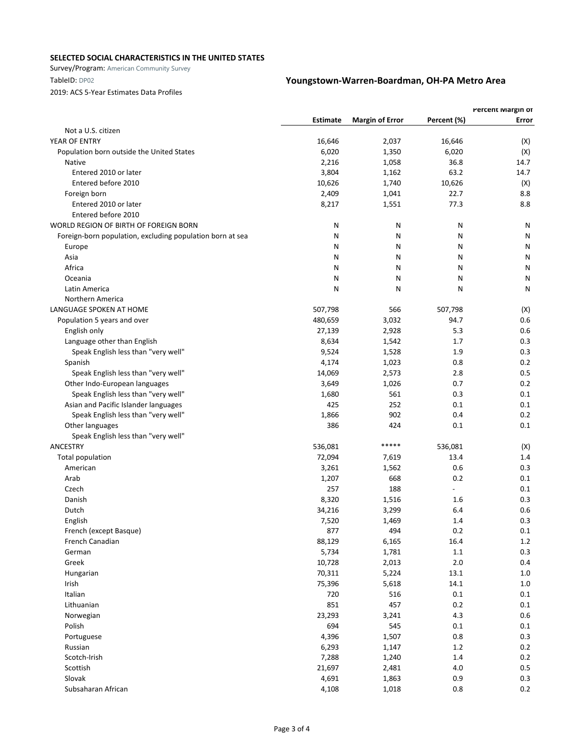**SELECTED SOCIAL CHARACTERISTICS IN THE UNITED STATES**

Survey/Program: American Community Survey

TableID: DP02

2019: ACS 5-Year Estimates Data Profiles

## Youngstown-Warren-Boardman, OH-PA Metro Area

| | Estimate | Margin of Error | Percent (%) | Percent Margin of Error |
|---|---|---|---|---|
| Not a U.S. citizen | | | | |
| YEAR OF ENTRY | 16,646 | 2,037 | 16,646 | (X) |
| Population born outside the United States | 6,020 | 1,350 | 6,020 | (X) |
| Native | 2,216 | 1,058 | 36.8 | 14.7 |
| Entered 2010 or later | 3,804 | 1,162 | 63.2 | 14.7 |
| Entered before 2010 | 10,626 | 1,740 | 10,626 | (X) |
| Foreign born | 2,409 | 1,041 | 22.7 | 8.8 |
| Entered 2010 or later | 8,217 | 1,551 | 77.3 | 8.8 |
| Entered before 2010 | | | | |
| WORLD REGION OF BIRTH OF FOREIGN BORN | N | N | N | N |
| Foreign-born population, excluding population born at sea | N | N | N | N |
| Europe | N | N | N | N |
| Asia | N | N | N | N |
| Africa | N | N | N | N |
| Oceania | N | N | N | N |
| Latin America | N | N | N | N |
| Northern America | | | | |
| LANGUAGE SPOKEN AT HOME | 507,798 | 566 | 507,798 | (X) |
| Population 5 years and over | 480,659 | 3,032 | 94.7 | 0.6 |
| English only | 27,139 | 2,928 | 5.3 | 0.6 |
| Language other than English | 8,634 | 1,542 | 1.7 | 0.3 |
| Speak English less than "very well" | 9,524 | 1,528 | 1.9 | 0.3 |
| Spanish | 4,174 | 1,023 | 0.8 | 0.2 |
| Speak English less than "very well" | 14,069 | 2,573 | 2.8 | 0.5 |
| Other Indo-European languages | 3,649 | 1,026 | 0.7 | 0.2 |
| Speak English less than "very well" | 1,680 | 561 | 0.3 | 0.1 |
| Asian and Pacific Islander languages | 425 | 252 | 0.1 | 0.1 |
| Speak English less than "very well" | 1,866 | 902 | 0.4 | 0.2 |
| Other languages | 386 | 424 | 0.1 | 0.1 |
| Speak English less than "very well" | | | | |
| ANCESTRY | 536,081 | ***** | 536,081 | (X) |
| Total population | 72,094 | 7,619 | 13.4 | 1.4 |
| American | 3,261 | 1,562 | 0.6 | 0.3 |
| Arab | 1,207 | 668 | 0.2 | 0.1 |
| Czech | 257 | 188 | - | 0.1 |
| Danish | 8,320 | 1,516 | 1.6 | 0.3 |
| Dutch | 34,216 | 3,299 | 6.4 | 0.6 |
| English | 7,520 | 1,469 | 1.4 | 0.3 |
| French (except Basque) | 877 | 494 | 0.2 | 0.1 |
| French Canadian | 88,129 | 6,165 | 16.4 | 1.2 |
| German | 5,734 | 1,781 | 1.1 | 0.3 |
| Greek | 10,728 | 2,013 | 2.0 | 0.4 |
| Hungarian | 70,311 | 5,224 | 13.1 | 1.0 |
| Irish | 75,396 | 5,618 | 14.1 | 1.0 |
| Italian | 720 | 516 | 0.1 | 0.1 |
| Lithuanian | 851 | 457 | 0.2 | 0.1 |
| Norwegian | 23,293 | 3,241 | 4.3 | 0.6 |
| Polish | 694 | 545 | 0.1 | 0.1 |
| Portuguese | 4,396 | 1,507 | 0.8 | 0.3 |
| Russian | 6,293 | 1,147 | 1.2 | 0.2 |
| Scotch-Irish | 7,288 | 1,240 | 1.4 | 0.2 |
| Scottish | 21,697 | 2,481 | 4.0 | 0.5 |
| Slovak | 4,691 | 1,863 | 0.9 | 0.3 |
| Subsaharan African | 4,108 | 1,018 | 0.8 | 0.2 |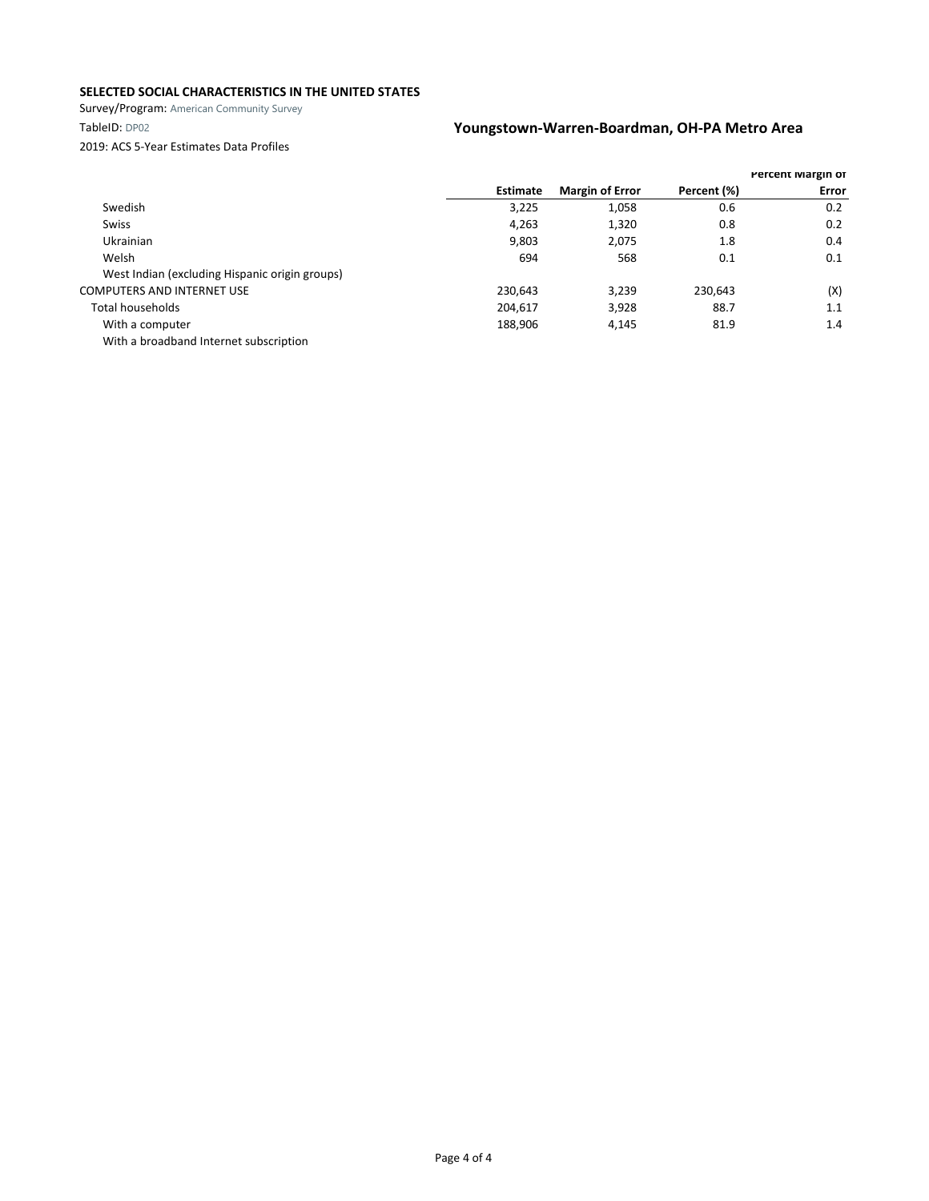**SELECTED SOCIAL CHARACTERISTICS IN THE UNITED STATES**

Survey/Program: American Community Survey

TableID: DP02

2019: ACS 5-Year Estimates Data Profiles

## Youngstown-Warren-Boardman, OH-PA Metro Area

| | Estimate | Margin of Error | Percent (%) | Percent Margin of Error |
|---|---|---|---|---|
| Swedish | 3,225 | 1,058 | 0.6 | 0.2 |
| Swiss | 4,263 | 1,320 | 0.8 | 0.2 |
| Ukrainian | 9,803 | 2,075 | 1.8 | 0.4 |
| Welsh | 694 | 568 | 0.1 | 0.1 |
| West Indian (excluding Hispanic origin groups) | | | | |
| COMPUTERS AND INTERNET USE | 230,643 | 3,239 | 230,643 | (X) |
| Total households | 204,617 | 3,928 | 88.7 | 1.1 |
| With a computer | 188,906 | 4,145 | 81.9 | 1.4 |
| With a broadband Internet subscription | | | | |